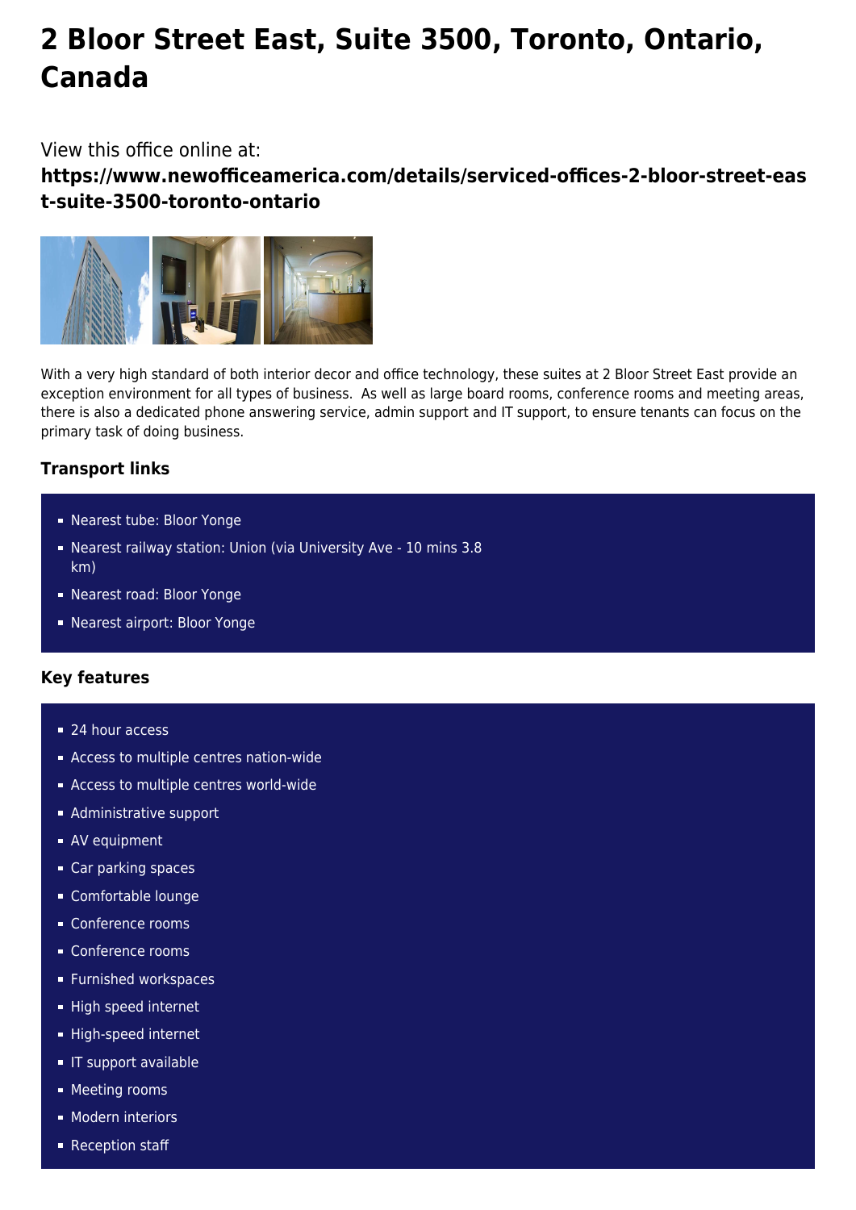# 2 Bloor Street East, Suite 3500, Toronto, Ontario, Canada

View this office online at:

**https://www.newofficeamerica.com/details/serviced-offices-2-bloor-street-east-suite-3500-toronto-ontario**

With a very high standard of both interior decor and office technology, these suites at 2 Bloor Street East provide an exception environment for all types of business. As well as large board rooms, conference rooms and meeting areas, there is also a dedicated phone answering service, admin support and IT support, to ensure tenants can focus on the primary task of doing business.

### Transport links

- Nearest tube: Bloor Yonge
- Nearest railway station: Union (via University Ave - 10 mins 3.8 km)
- Nearest road: Bloor Yonge
- Nearest airport: Bloor Yonge

### Key features

- 24 hour access
- Access to multiple centres nation-wide
- Access to multiple centres world-wide
- Administrative support
- AV equipment
- Car parking spaces
- Comfortable lounge
- Conference rooms
- Conference rooms
- Furnished workspaces
- High speed internet
- High-speed internet
- IT support available
- Meeting rooms
- Modern interiors
- Reception staff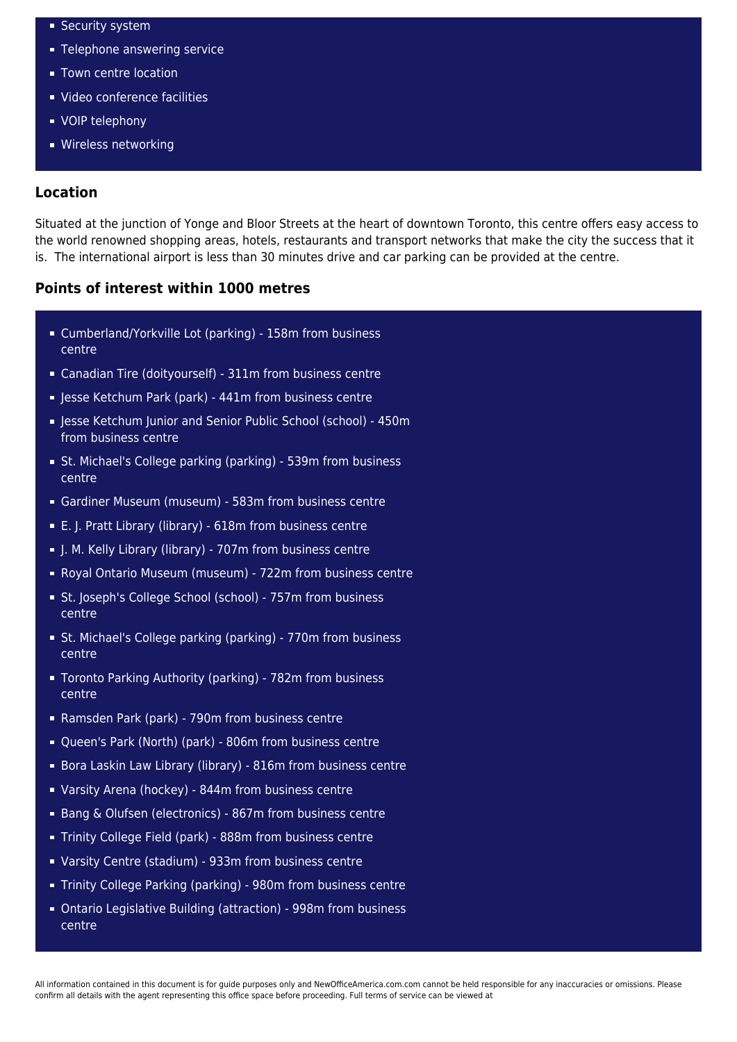- Security system
- Telephone answering service
- Town centre location
- Video conference facilities
- VOIP telephony
- Wireless networking

## Location

Situated at the junction of Yonge and Bloor Streets at the heart of downtown Toronto, this centre offers easy access to the world renowned shopping areas, hotels, restaurants and transport networks that make the city the success that it is. The international airport is less than 30 minutes drive and car parking can be provided at the centre.

## Points of interest within 1000 metres

- Cumberland/Yorkville Lot (parking) - 158m from business centre
- Canadian Tire (doityourself) - 311m from business centre
- Jesse Ketchum Park (park) - 441m from business centre
- Jesse Ketchum Junior and Senior Public School (school) - 450m from business centre
- St. Michael's College parking (parking) - 539m from business centre
- Gardiner Museum (museum) - 583m from business centre
- E. J. Pratt Library (library) - 618m from business centre
- J. M. Kelly Library (library) - 707m from business centre
- Royal Ontario Museum (museum) - 722m from business centre
- St. Joseph's College School (school) - 757m from business centre
- St. Michael's College parking (parking) - 770m from business centre
- Toronto Parking Authority (parking) - 782m from business centre
- Ramsden Park (park) - 790m from business centre
- Queen's Park (North) (park) - 806m from business centre
- Bora Laskin Law Library (library) - 816m from business centre
- Varsity Arena (hockey) - 844m from business centre
- Bang & Olufsen (electronics) - 867m from business centre
- Trinity College Field (park) - 888m from business centre
- Varsity Centre (stadium) - 933m from business centre
- Trinity College Parking (parking) - 980m from business centre
- Ontario Legislative Building (attraction) - 998m from business centre

All information contained in this document is for guide purposes only and NewOfficeAmerica.com.com cannot be held responsible for any inaccuracies or omissions. Please confirm all details with the agent representing this office space before proceeding. Full terms of service can be viewed at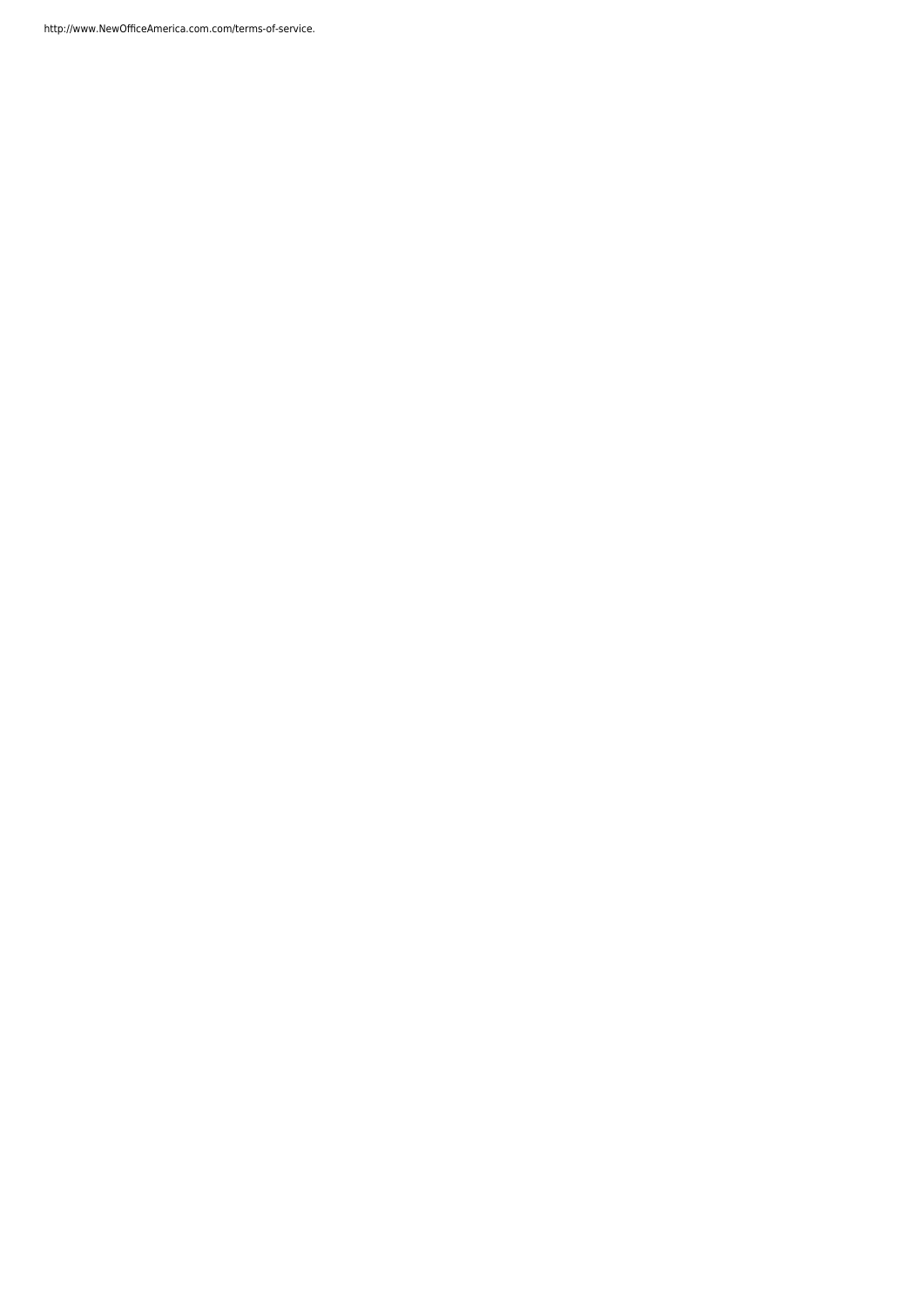http://www.NewOfficeAmerica.com.com/terms-of-service.